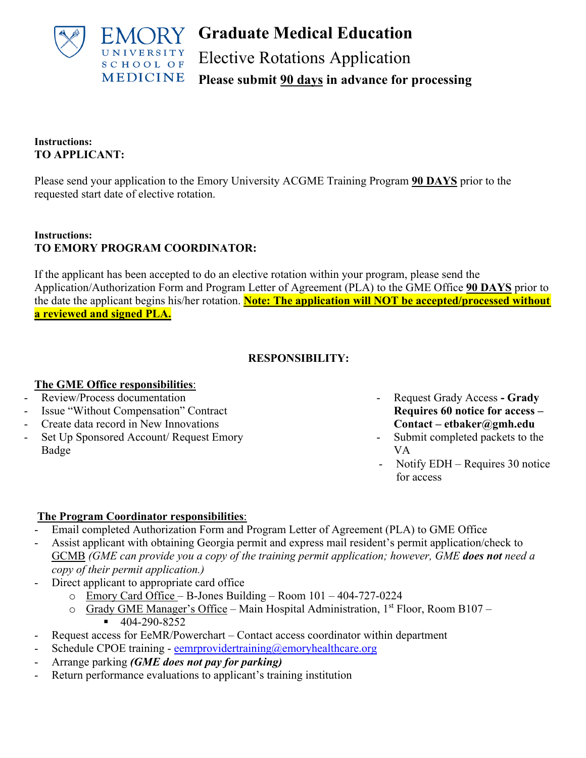# Graduate Medical Education

## Elective Rotations Application

**Please submit 90 days in advance for processing**

**Instructions:**
**TO APPLICANT:**

Please send your application to the Emory University ACGME Training Program **90 DAYS** prior to the requested start date of elective rotation.

**Instructions:**
**TO EMORY PROGRAM COORDINATOR:**

If the applicant has been accepted to do an elective rotation within your program, please send the Application/Authorization Form and Program Letter of Agreement (PLA) to the GME Office **90 DAYS** prior to the date the applicant begins his/her rotation. **Note: The application will NOT be accepted/processed without a reviewed and signed PLA.**

**RESPONSIBILITY:**

**The GME Office responsibilities**:

- Review/Process documentation
- Issue "Without Compensation" Contract
- Create data record in New Innovations
- Set Up Sponsored Account/ Request Emory Badge
- Request Grady Access **- Grady Requires 60 notice for access – Contact – etbaker@gmh.edu**
- Submit completed packets to the VA
- Notify EDH – Requires 30 notice for access

**The Program Coordinator responsibilities**:

- Email completed Authorization Form and Program Letter of Agreement (PLA) to GME Office
- Assist applicant with obtaining Georgia permit and express mail resident's permit application/check to GCMB *(GME can provide you a copy of the training permit application; however, GME* ***does not*** *need a copy of their permit application.)*
- Direct applicant to appropriate card office
  - Emory Card Office – B-Jones Building – Room 101 – 404-727-0224
  - Grady GME Manager's Office – Main Hospital Administration, 1st Floor, Room B107 –
    - 404-290-8252
- Request access for EeMR/Powerchart – Contact access coordinator within department
- Schedule CPOE training - eemrprovidertraining@emoryhealthcare.org
- Arrange parking ***(GME does not pay for parking)***
- Return performance evaluations to applicant's training institution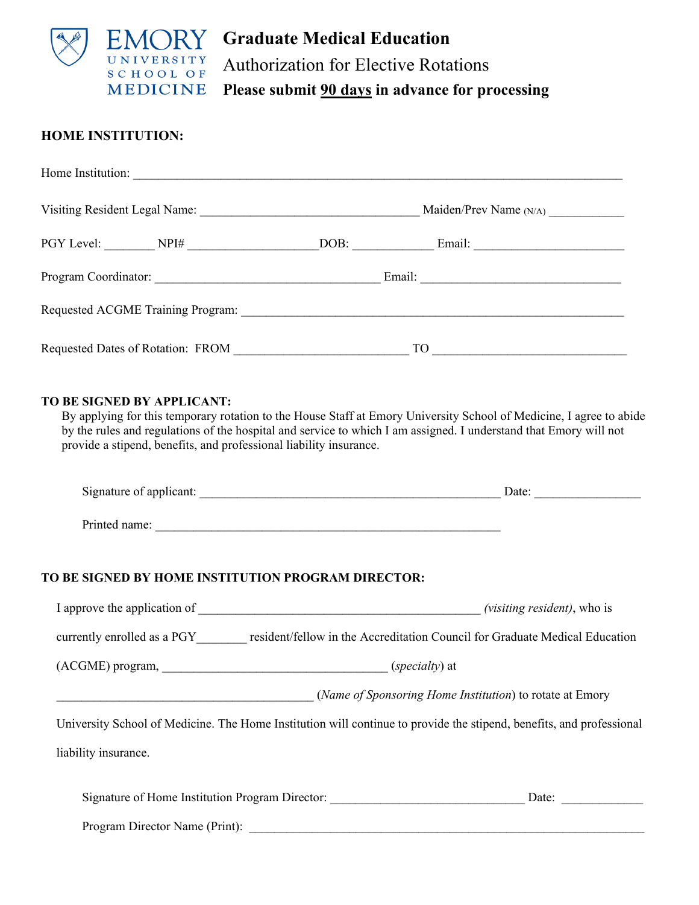EMORY UNIVERSITY SCHOOL OF MEDICINE

# Graduate Medical Education

## Authorization for Elective Rotations

**Please submit <u>90 days</u> in advance for processing**

**HOME INSTITUTION:**

Home Institution: ______________________________________________________________________________

Visiting Resident Legal Name: __________________________________ Maiden/Prev Name (N/A) ____________

PGY Level: ________ NPI# ____________________DOB: ____________ Email: _______________________

Program Coordinator: __________________________________ Email: _______________________________

Requested ACGME Training Program: _____________________________________________________________

Requested Dates of Rotation: FROM ___________________________ TO ______________________________

**TO BE SIGNED BY APPLICANT:**

By applying for this temporary rotation to the House Staff at Emory University School of Medicine, I agree to abide by the rules and regulations of the hospital and service to which I am assigned. I understand that Emory will not provide a stipend, benefits, and professional liability insurance.

Signature of applicant: _______________________________________________ Date: ________________

Printed name: _______________________________________________________

**TO BE SIGNED BY HOME INSTITUTION PROGRAM DIRECTOR:**

I approve the application of ____________________________________________ *(visiting resident)*, who is currently enrolled as a PGY________ resident/fellow in the Accreditation Council for Graduate Medical Education (ACGME) program, ___________________________________ (*specialty*) at ________________________________________ (*Name of Sponsoring Home Institution*) to rotate at Emory University School of Medicine. The Home Institution will continue to provide the stipend, benefits, and professional liability insurance.

Signature of Home Institution Program Director: ______________________________ Date: _____________

Program Director Name (Print): _______________________________________________________________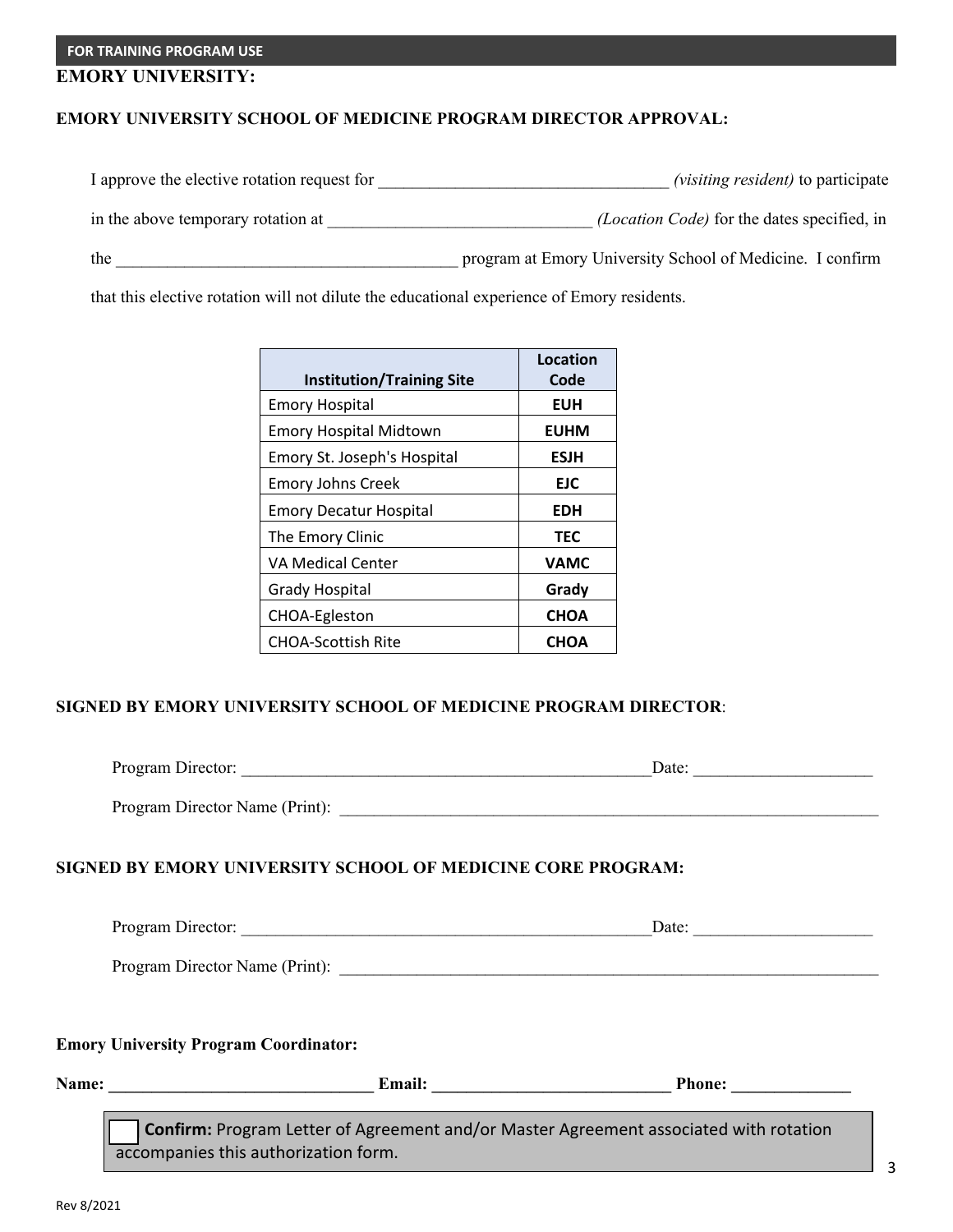FOR TRAINING PROGRAM USE

## EMORY UNIVERSITY:

### EMORY UNIVERSITY SCHOOL OF MEDICINE PROGRAM DIRECTOR APPROVAL:

I approve the elective rotation request for __________________________________ *(visiting resident)* to participate in the above temporary rotation at ______________________________ *(Location Code)* for the dates specified, in the ________________________________________ program at Emory University School of Medicine. I confirm that this elective rotation will not dilute the educational experience of Emory residents.

| Institution/Training Site | Location Code |
|---|---|
| Emory Hospital | **EUH** |
| Emory Hospital Midtown | **EUHM** |
| Emory St. Joseph's Hospital | **ESJH** |
| Emory Johns Creek | **EJC** |
| Emory Decatur Hospital | **EDH** |
| The Emory Clinic | **TEC** |
| VA Medical Center | **VAMC** |
| Grady Hospital | **Grady** |
| CHOA-Egleston | **CHOA** |
| CHOA-Scottish Rite | **CHOA** |

### SIGNED BY EMORY UNIVERSITY SCHOOL OF MEDICINE PROGRAM DIRECTOR:

Program Director: _________________________________________________Date: _____________________

Program Director Name (Print): ____________________________________________________________

### SIGNED BY EMORY UNIVERSITY SCHOOL OF MEDICINE CORE PROGRAM:

Program Director: _________________________________________________Date: _____________________

Program Director Name (Print): ____________________________________________________________

**Emory University Program Coordinator:**

**Name: _______________________________ Email: ____________________________ Phone: ______________**

☐ **Confirm:** Program Letter of Agreement and/or Master Agreement associated with rotation accompanies this authorization form.

Rev 8/2021